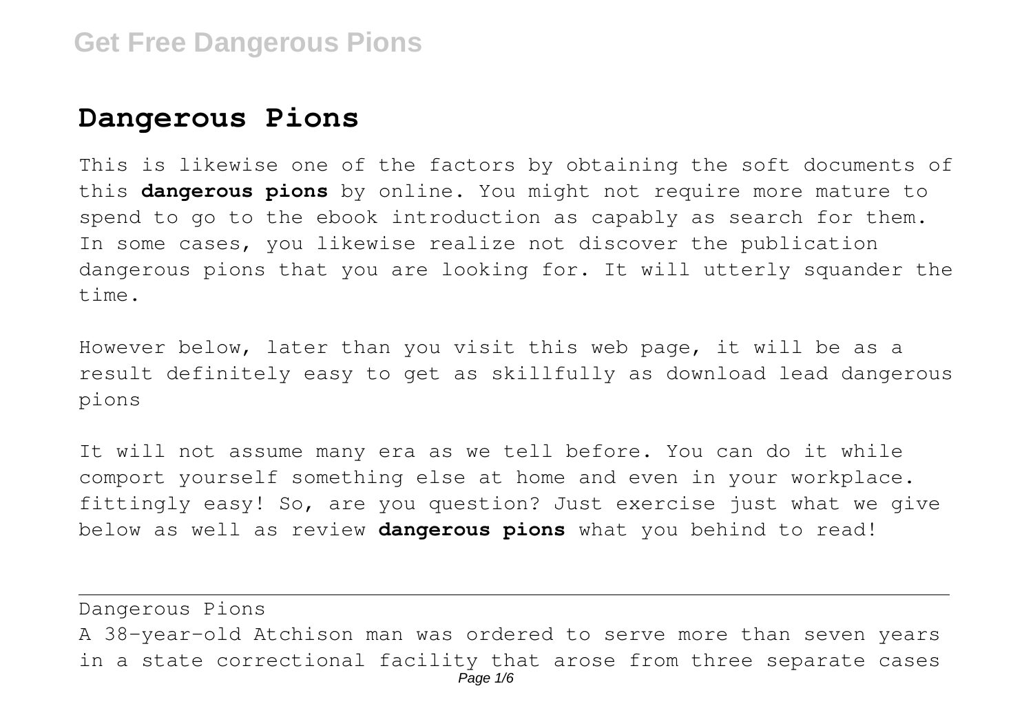# Dangerous Pions

This is likewise one of the factors by obtaining the soft documents of this **dangerous pions** by online. You might not require more mature to spend to go to the ebook introduction as capably as search for them. In some cases, you likewise realize not discover the publication dangerous pions that you are looking for. It will utterly squander the time.

However below, later than you visit this web page, it will be as a result definitely easy to get as skillfully as download lead dangerous pions

It will not assume many era as we tell before. You can do it while comport yourself something else at home and even in your workplace. fittingly easy! So, are you question? Just exercise just what we give below as well as review **dangerous pions** what you behind to read!

Dangerous Pions

A 38-year-old Atchison man was ordered to serve more than seven years in a state correctional facility that arose from three separate cases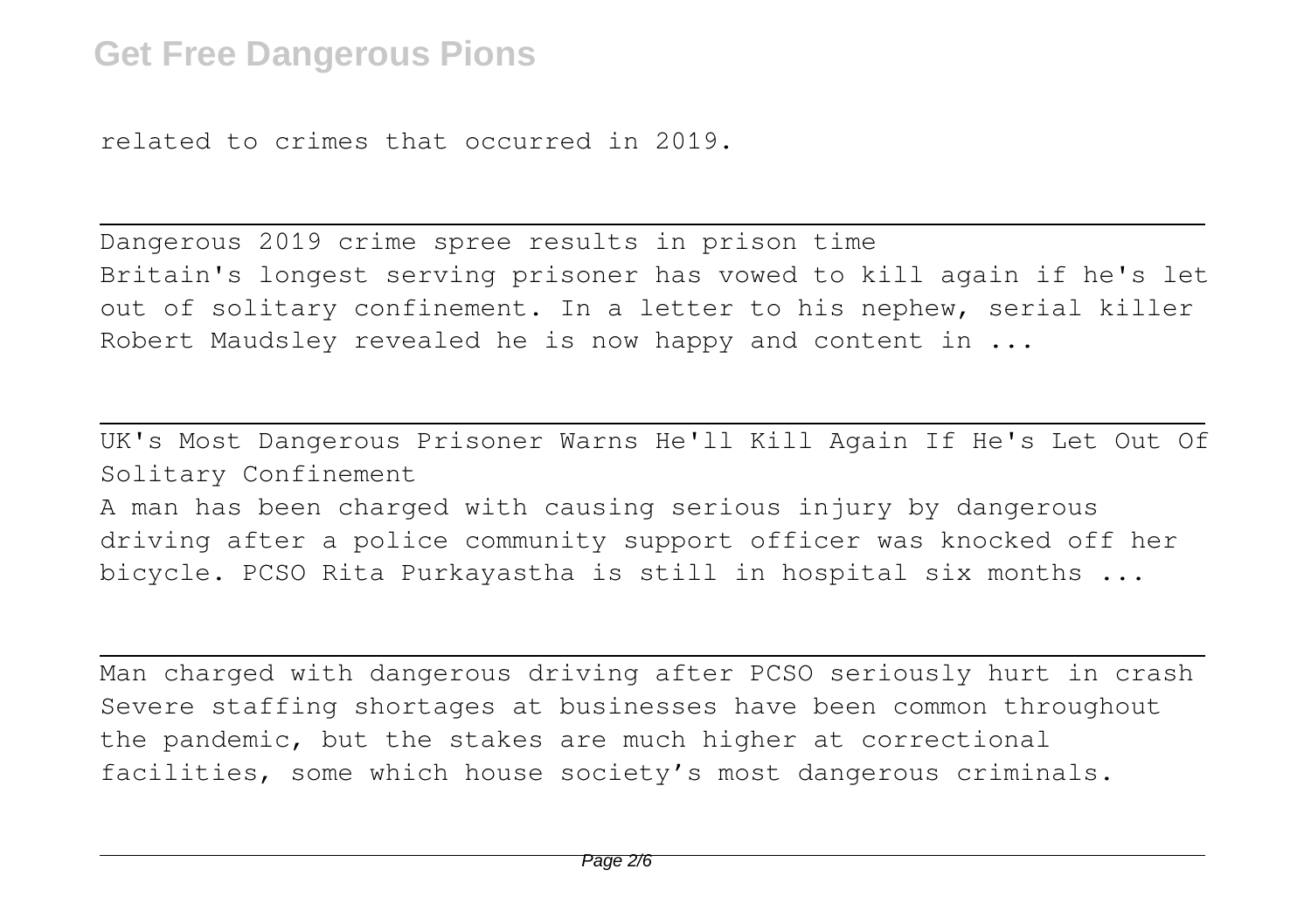related to crimes that occurred in 2019.

---

Dangerous 2019 crime spree results in prison time
Britain's longest serving prisoner has vowed to kill again if he's let out of solitary confinement. In a letter to his nephew, serial killer Robert Maudsley revealed he is now happy and content in ...

---

UK's Most Dangerous Prisoner Warns He'll Kill Again If He's Let Out Of Solitary Confinement
A man has been charged with causing serious injury by dangerous driving after a police community support officer was knocked off her bicycle. PCSO Rita Purkayastha is still in hospital six months ...

---

Man charged with dangerous driving after PCSO seriously hurt in crash
Severe staffing shortages at businesses have been common throughout the pandemic, but the stakes are much higher at correctional facilities, some which house society's most dangerous criminals.

---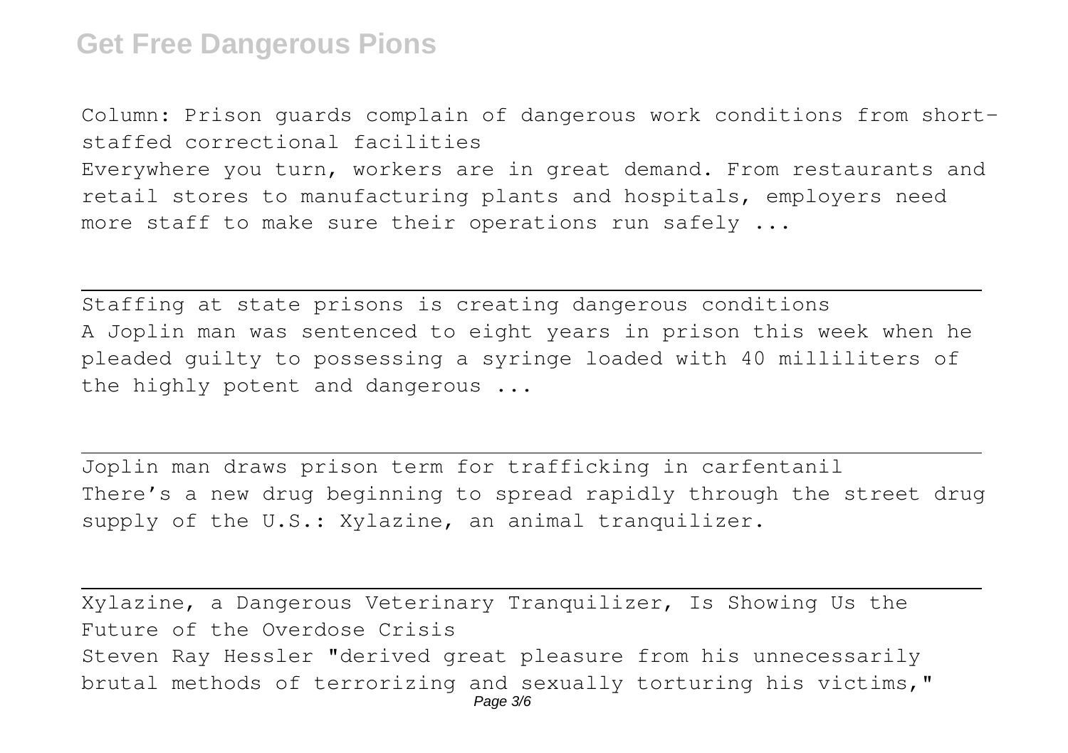Column: Prison guards complain of dangerous work conditions from short-staffed correctional facilities
Everywhere you turn, workers are in great demand. From restaurants and retail stores to manufacturing plants and hospitals, employers need more staff to make sure their operations run safely ...

---

Staffing at state prisons is creating dangerous conditions
A Joplin man was sentenced to eight years in prison this week when he pleaded guilty to possessing a syringe loaded with 40 milliliters of the highly potent and dangerous ...

---

Joplin man draws prison term for trafficking in carfentanil
There's a new drug beginning to spread rapidly through the street drug supply of the U.S.: Xylazine, an animal tranquilizer.

---

Xylazine, a Dangerous Veterinary Tranquilizer, Is Showing Us the Future of the Overdose Crisis
Steven Ray Hessler "derived great pleasure from his unnecessarily brutal methods of terrorizing and sexually torturing his victims,"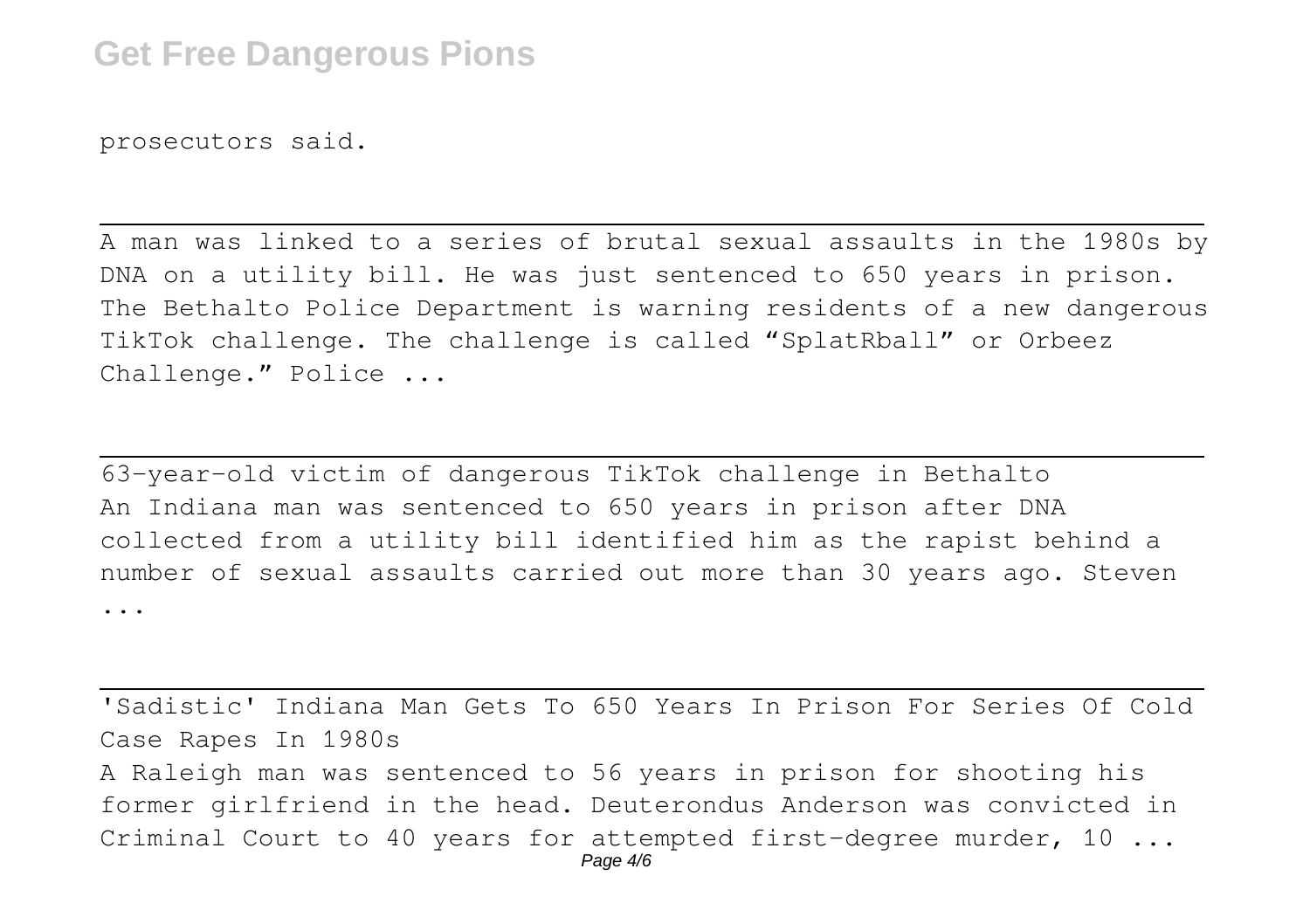prosecutors said.

---

A man was linked to a series of brutal sexual assaults in the 1980s by DNA on a utility bill. He was just sentenced to 650 years in prison. The Bethalto Police Department is warning residents of a new dangerous TikTok challenge. The challenge is called "SplatRball" or Orbeez Challenge." Police ...

---

63-year-old victim of dangerous TikTok challenge in Bethalto

An Indiana man was sentenced to 650 years in prison after DNA collected from a utility bill identified him as the rapist behind a number of sexual assaults carried out more than 30 years ago. Steven ...

---

'Sadistic' Indiana Man Gets To 650 Years In Prison For Series Of Cold Case Rapes In 1980s

A Raleigh man was sentenced to 56 years in prison for shooting his former girlfriend in the head. Deuterondus Anderson was convicted in Criminal Court to 40 years for attempted first-degree murder, 10 ...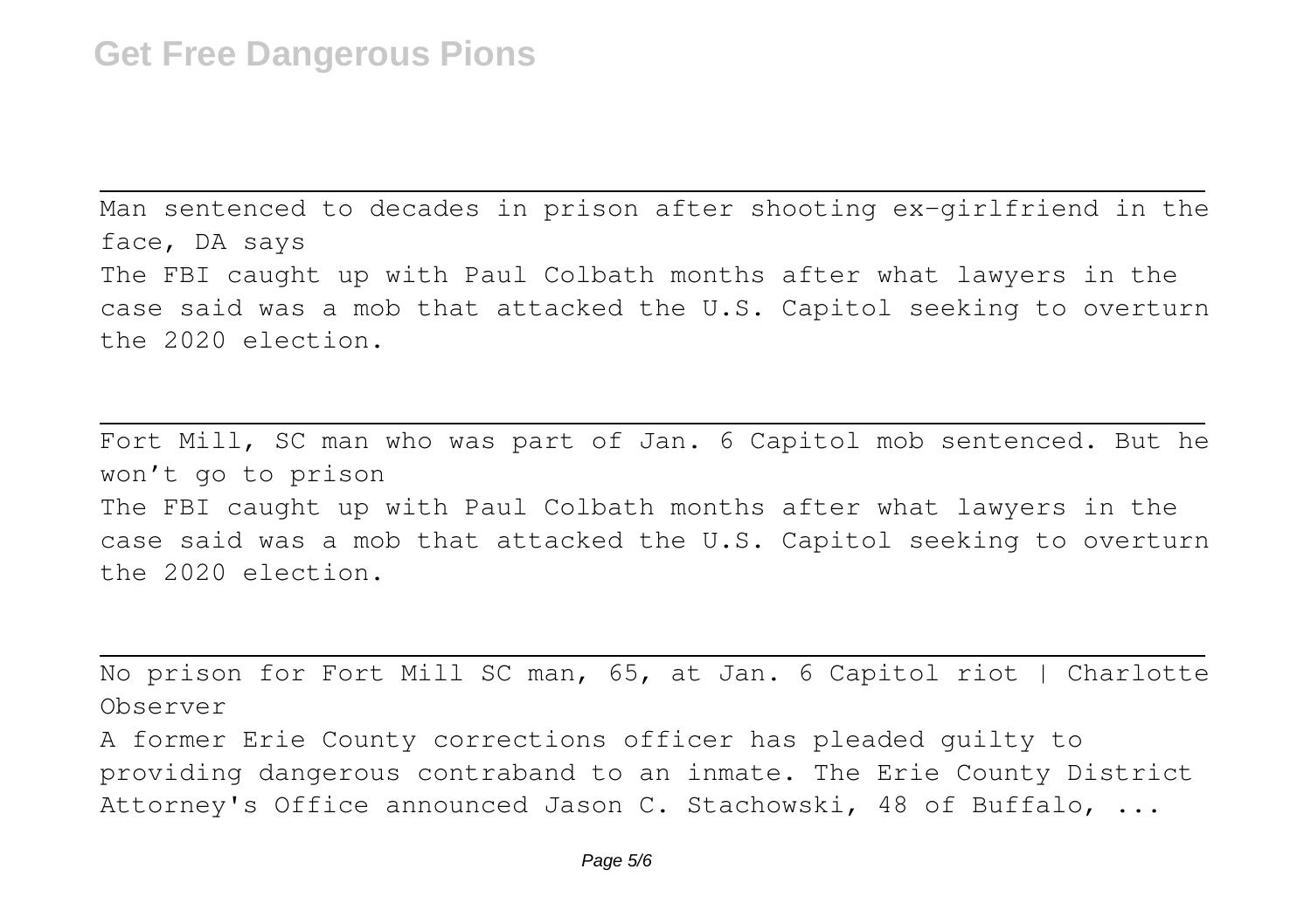---

Man sentenced to decades in prison after shooting ex-girlfriend in the face, DA says

The FBI caught up with Paul Colbath months after what lawyers in the case said was a mob that attacked the U.S. Capitol seeking to overturn the 2020 election.

---

Fort Mill, SC man who was part of Jan. 6 Capitol mob sentenced. But he won't go to prison

The FBI caught up with Paul Colbath months after what lawyers in the case said was a mob that attacked the U.S. Capitol seeking to overturn the 2020 election.

---

No prison for Fort Mill SC man, 65, at Jan. 6 Capitol riot | Charlotte Observer

A former Erie County corrections officer has pleaded guilty to providing dangerous contraband to an inmate. The Erie County District Attorney's Office announced Jason C. Stachowski, 48 of Buffalo, ...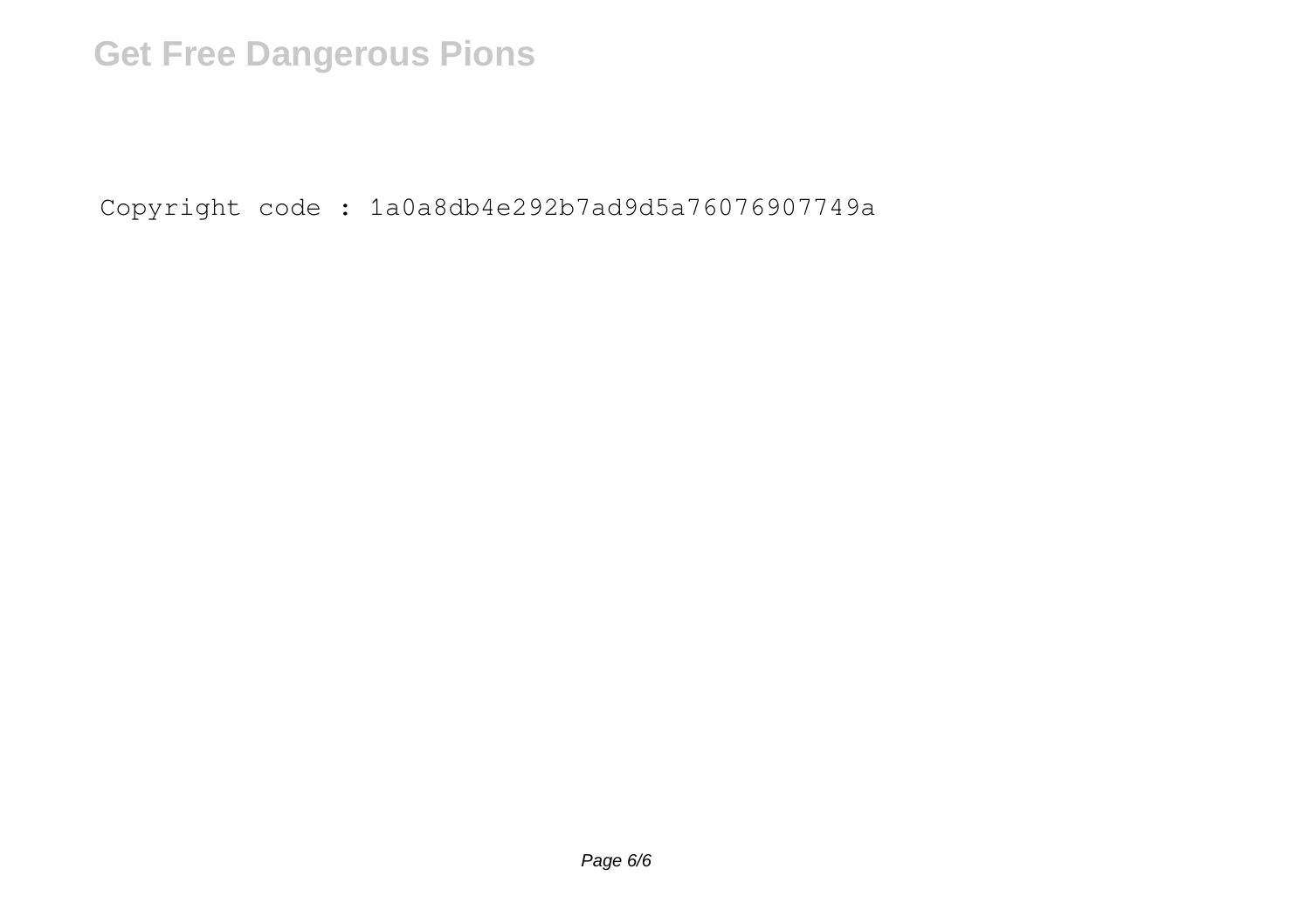Copyright code : 1a0a8db4e292b7ad9d5a76076907749a